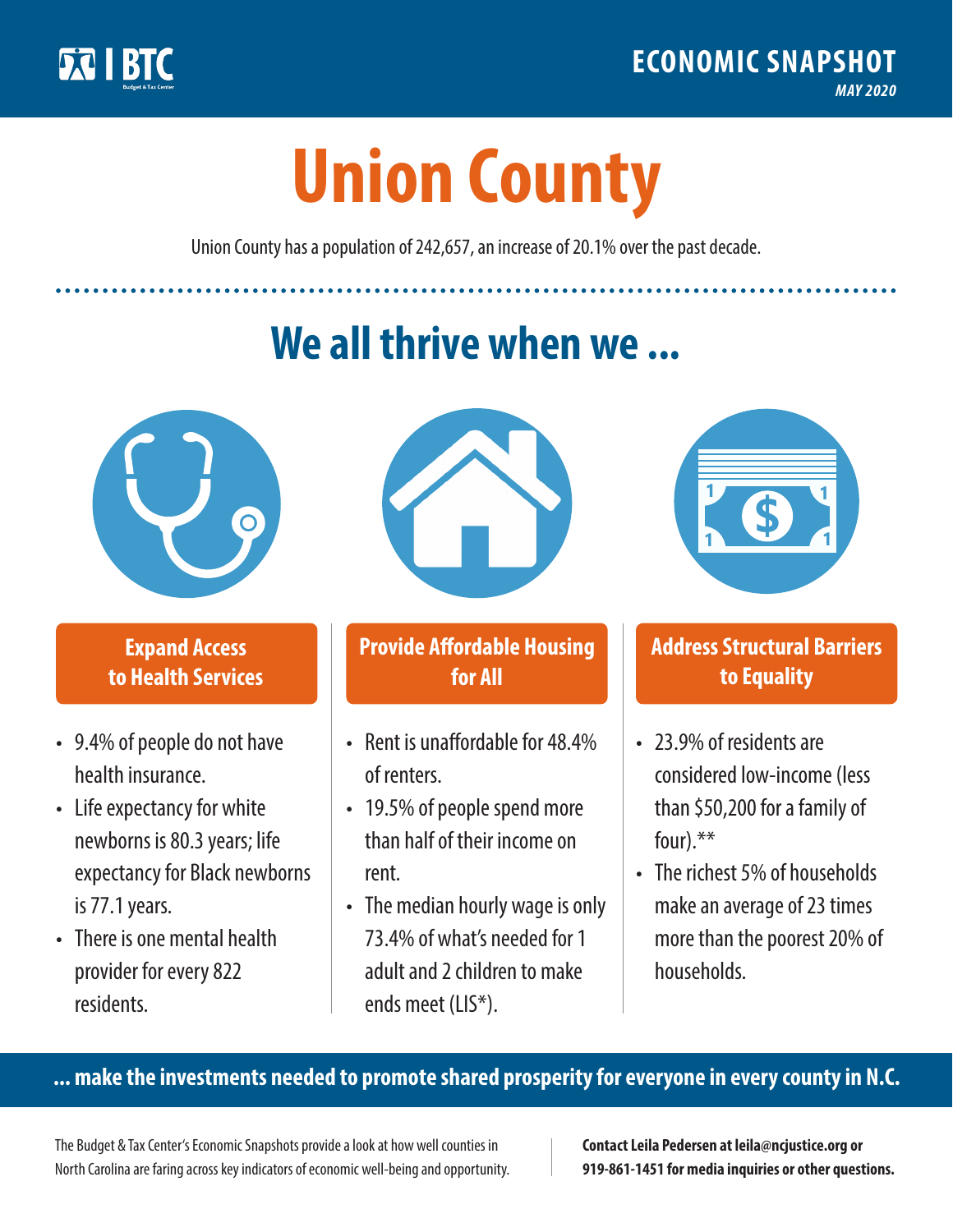BTC Budget & Tax Center

**ECONOMIC SNAPSHOT**
*MAY 2020*

# Union County

Union County has a population of 242,657, an increase of 20.1% over the past decade.

## We all thrive when we ...

### Expand Access to Health Services

- 9.4% of people do not have health insurance.
- Life expectancy for white newborns is 80.3 years; life expectancy for Black newborns is 77.1 years.
- There is one mental health provider for every 822 residents.

### Provide Affordable Housing for All

- Rent is unaffordable for 48.4% of renters.
- 19.5% of people spend more than half of their income on rent.
- The median hourly wage is only 73.4% of what's needed for 1 adult and 2 children to make ends meet (LIS*).

### Address Structural Barriers to Equality

- 23.9% of residents are considered low-income (less than $50,200 for a family of four).**
- The richest 5% of households make an average of 23 times more than the poorest 20% of households.

**... make the investments needed to promote shared prosperity for everyone in every county in N.C.**

The Budget & Tax Center's Economic Snapshots provide a look at how well counties in North Carolina are faring across key indicators of economic well-being and opportunity.

**Contact Leila Pedersen at leila@ncjustice.org or 919-861-1451 for media inquiries or other questions.**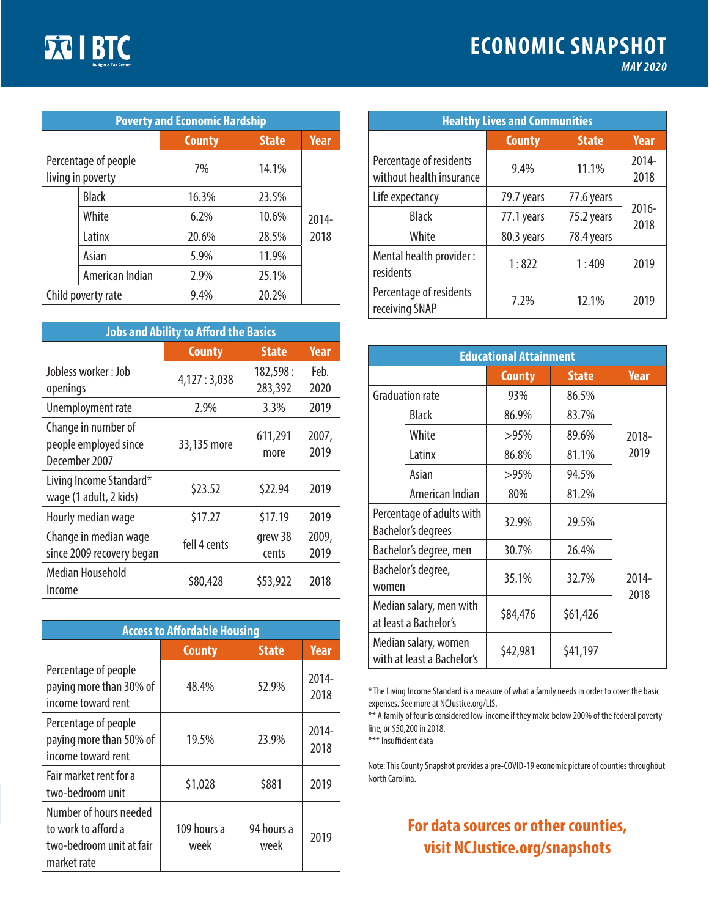BTC Budget & Tax Center

# ECONOMIC SNAPSHOT

*MAY 2020*

| Poverty and Economic Hardship | | County | State | Year |
|---|---|---|---|---|
| Percentage of people living in poverty | | 7% | 14.1% | 2014-2018 |
| | Black | 16.3% | 23.5% | |
| | White | 6.2% | 10.6% | |
| | Latinx | 20.6% | 28.5% | |
| | Asian | 5.9% | 11.9% | |
| | American Indian | 2.9% | 25.1% | |
| Child poverty rate | | 9.4% | 20.2% | |

| Jobs and Ability to Afford the Basics | County | State | Year |
|---|---|---|---|
| Jobless worker : Job openings | 4,127 : 3,038 | 182,598 : 283,392 | Feb. 2020 |
| Unemployment rate | 2.9% | 3.3% | 2019 |
| Change in number of people employed since December 2007 | 33,135 more | 611,291 more | 2007, 2019 |
| Living Income Standard* wage (1 adult, 2 kids) | $23.52 | $22.94 | 2019 |
| Hourly median wage | $17.27 | $17.19 | 2019 |
| Change in median wage since 2009 recovery began | fell 4 cents | grew 38 cents | 2009, 2019 |
| Median Household Income | $80,428 | $53,922 | 2018 |

| Access to Affordable Housing | County | State | Year |
|---|---|---|---|
| Percentage of people paying more than 30% of income toward rent | 48.4% | 52.9% | 2014-2018 |
| Percentage of people paying more than 50% of income toward rent | 19.5% | 23.9% | 2014-2018 |
| Fair market rent for a two-bedroom unit | $1,028 | $881 | 2019 |
| Number of hours needed to work to afford a two-bedroom unit at fair market rate | 109 hours a week | 94 hours a week | 2019 |

| Healthy Lives and Communities | | County | State | Year |
|---|---|---|---|---|
| Percentage of residents without health insurance | | 9.4% | 11.1% | 2014-2018 |
| Life expectancy | | 79.7 years | 77.6 years | 2016-2018 |
| | Black | 77.1 years | 75.2 years | |
| | White | 80.3 years | 78.4 years | |
| Mental health provider : residents | | 1 : 822 | 1 : 409 | 2019 |
| Percentage of residents receiving SNAP | | 7.2% | 12.1% | 2019 |

| Educational Attainment | | County | State | Year |
|---|---|---|---|---|
| Graduation rate | | 93% | 86.5% | 2018-2019 |
| | Black | 86.9% | 83.7% | |
| | White | >95% | 89.6% | |
| | Latinx | 86.8% | 81.1% | |
| | Asian | >95% | 94.5% | |
| | American Indian | 80% | 81.2% | |
| Percentage of adults with Bachelor's degrees | | 32.9% | 29.5% | 2014-2018 |
| Bachelor's degree, men | | 30.7% | 26.4% | |
| Bachelor's degree, women | | 35.1% | 32.7% | |
| Median salary, men with at least a Bachelor's | | $84,476 | $61,426 | |
| Median salary, women with at least a Bachelor's | | $42,981 | $41,197 | |

\* The Living Income Standard is a measure of what a family needs in order to cover the basic expenses. See more at NCJustice.org/LIS.

\*\* A family of four is considered low-income if they make below 200% of the federal poverty line, or $50,200 in 2018.

\*\*\* Insufficient data

Note: This County Snapshot provides a pre-COVID-19 economic picture of counties throughout North Carolina.

**For data sources or other counties, visit NCJustice.org/snapshots**